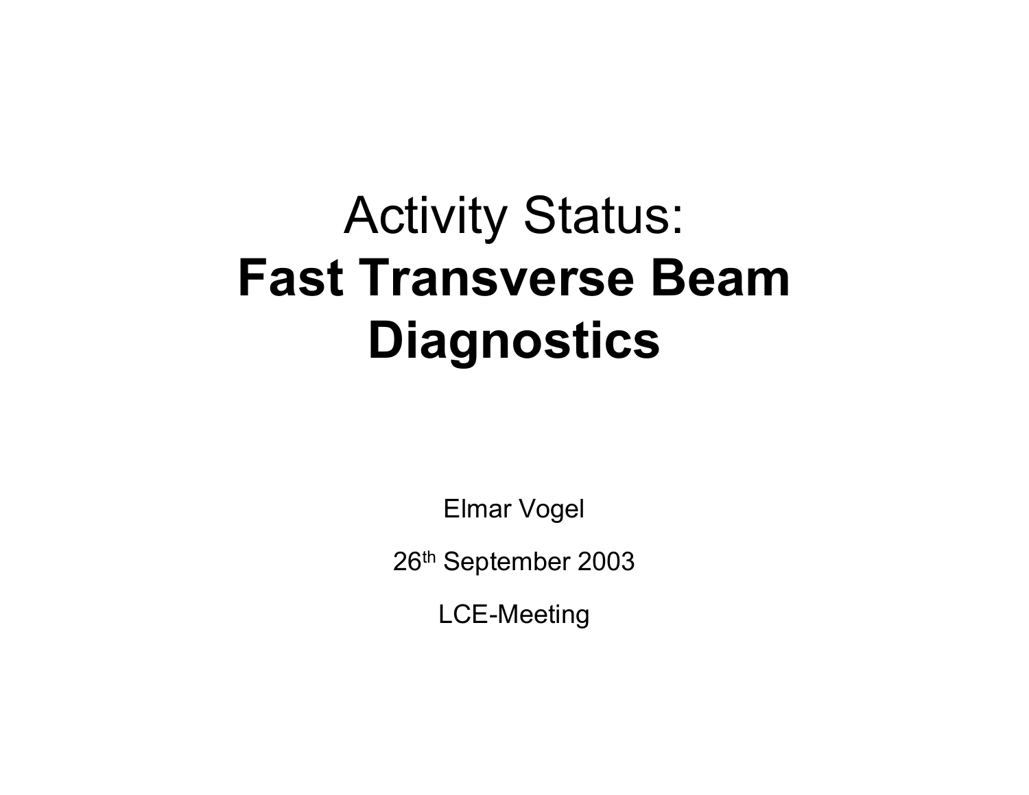# Activity Status: **Fast Transverse Beam Diagnostics**

Elmar Vogel

26th September 2003

LCE-Meeting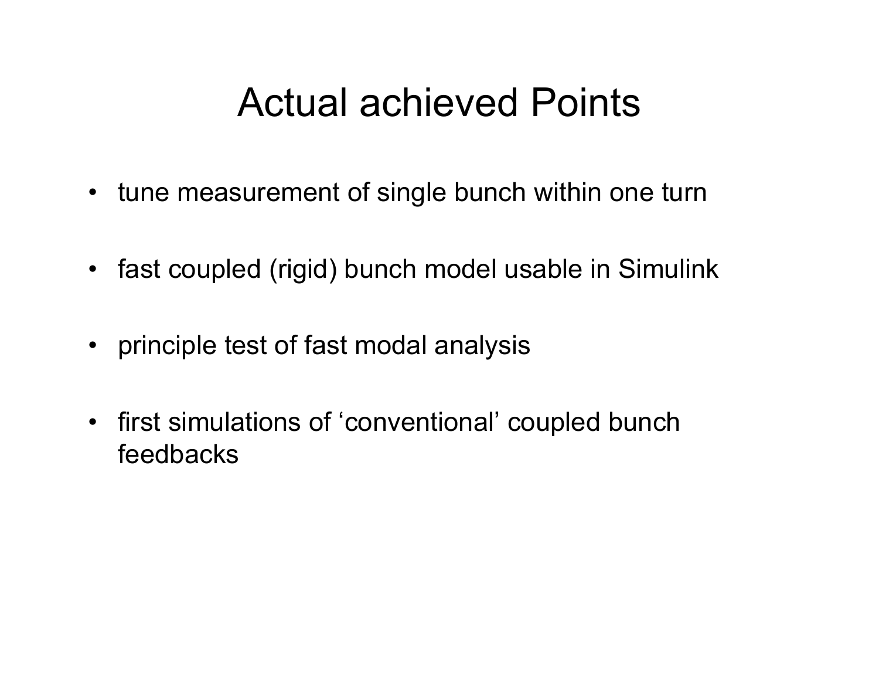# Actual achieved Points

- tune measurement of single bunch within one turn
- fast coupled (rigid) bunch model usable in Simulink
- principle test of fast modal analysis
- first simulations of ‘conventional’ coupled bunch feedbacks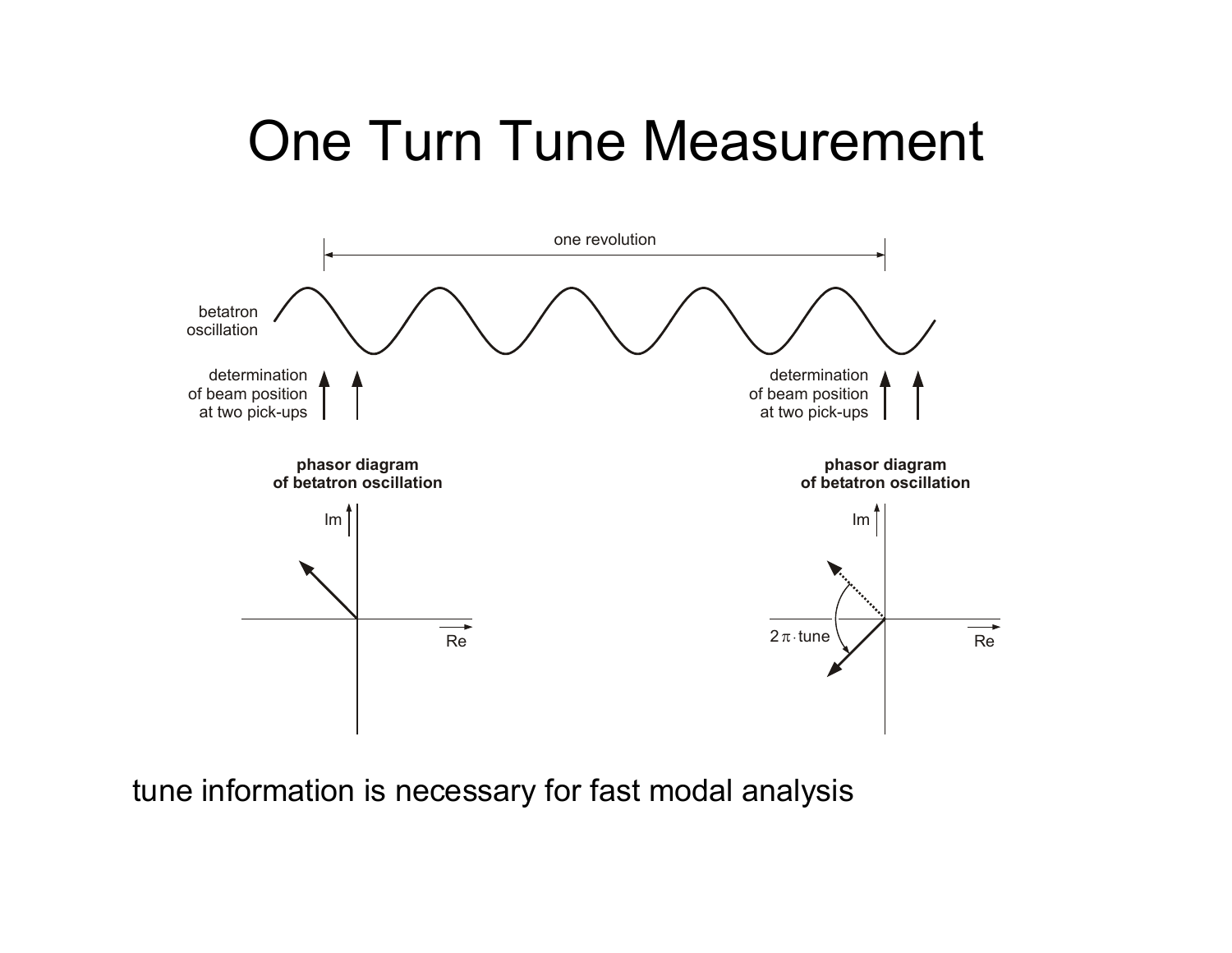# One Turn Tune Measurement

one revolution

betatron oscillation

determination of beam position at two pick-ups

determination of beam position at two pick-ups

**phasor diagram of betatron oscillation**

Im

Re

**phasor diagram of betatron oscillation**

Im

$2\pi \cdot$ tune

Re

tune information is necessary for fast modal analysis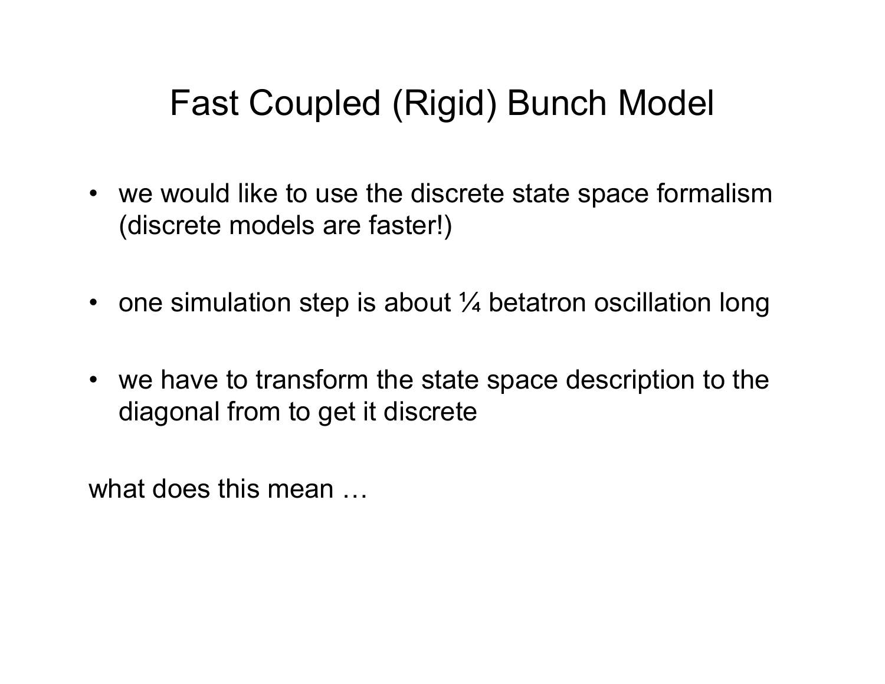# Fast Coupled (Rigid) Bunch Model

- we would like to use the discrete state space formalism (discrete models are faster!)
- one simulation step is about ¼ betatron oscillation long
- we have to transform the state space description to the diagonal from to get it discrete

what does this mean …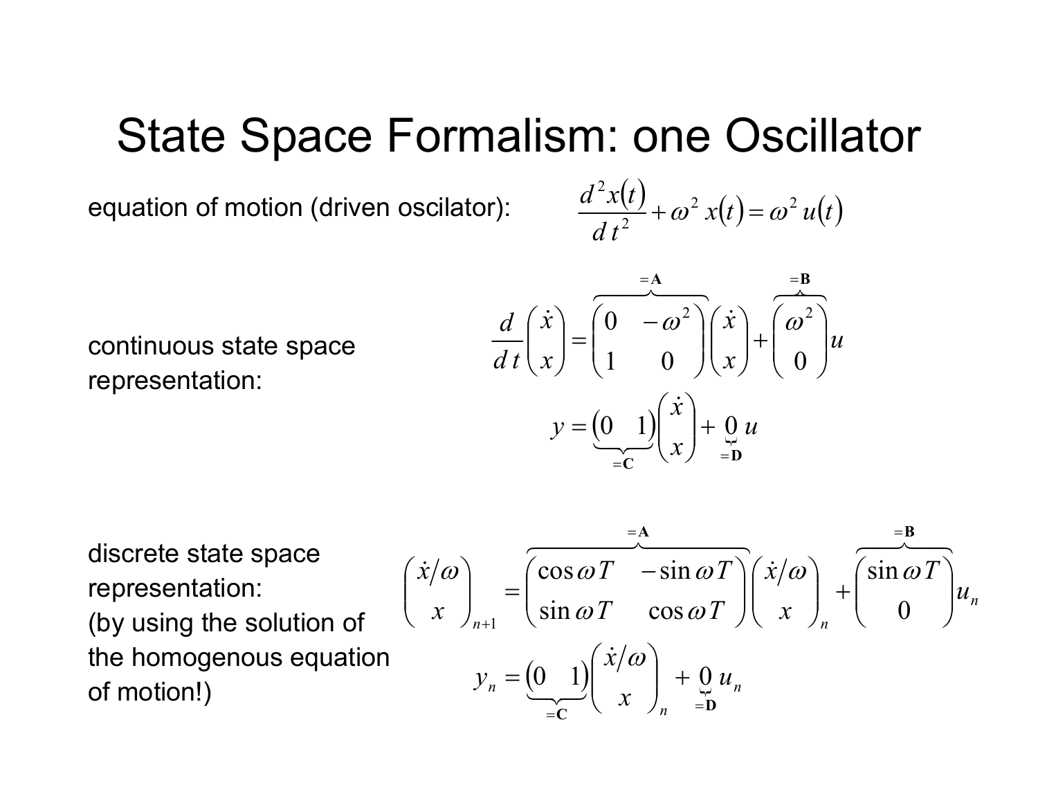# State Space Formalism: one Oscillator

equation of motion (driven oscilator):

$$\frac{d^2 x(t)}{d\,t^2} + \omega^2\, x(t) = \omega^2\, u(t)$$

continuous state space representation:

$$\frac{d}{d\,t}\begin{pmatrix} \dot{x} \\ x \end{pmatrix} = \overbrace{\begin{pmatrix} 0 & -\omega^2 \\ 1 & 0 \end{pmatrix}}^{=\mathbf{A}} \begin{pmatrix} \dot{x} \\ x \end{pmatrix} + \overbrace{\begin{pmatrix} \omega^2 \\ 0 \end{pmatrix}}^{=\mathbf{B}} u$$

$$y = \underbrace{\begin{pmatrix} 0 & 1 \end{pmatrix}}_{=\mathbf{C}} \begin{pmatrix} \dot{x} \\ x \end{pmatrix} + \underbrace{0}_{=\mathbf{D}}\, u$$

discrete state space representation:
(by using the solution of the homogenous equation of motion!)

$$\begin{pmatrix} \dot{x}/\omega \\ x \end{pmatrix}_{n+1} = \overbrace{\begin{pmatrix} \cos\omega T & -\sin\omega T \\ \sin\omega T & \cos\omega T \end{pmatrix}}^{=\mathbf{A}} \begin{pmatrix} \dot{x}/\omega \\ x \end{pmatrix}_{n} + \overbrace{\begin{pmatrix} \sin\omega T \\ 0 \end{pmatrix}}^{=\mathbf{B}} u_n$$

$$y_n = \underbrace{\begin{pmatrix} 0 & 1 \end{pmatrix}}_{=\mathbf{C}} \begin{pmatrix} \dot{x}/\omega \\ x \end{pmatrix}_{n} + \underbrace{0}_{=\mathbf{D}}\, u_n$$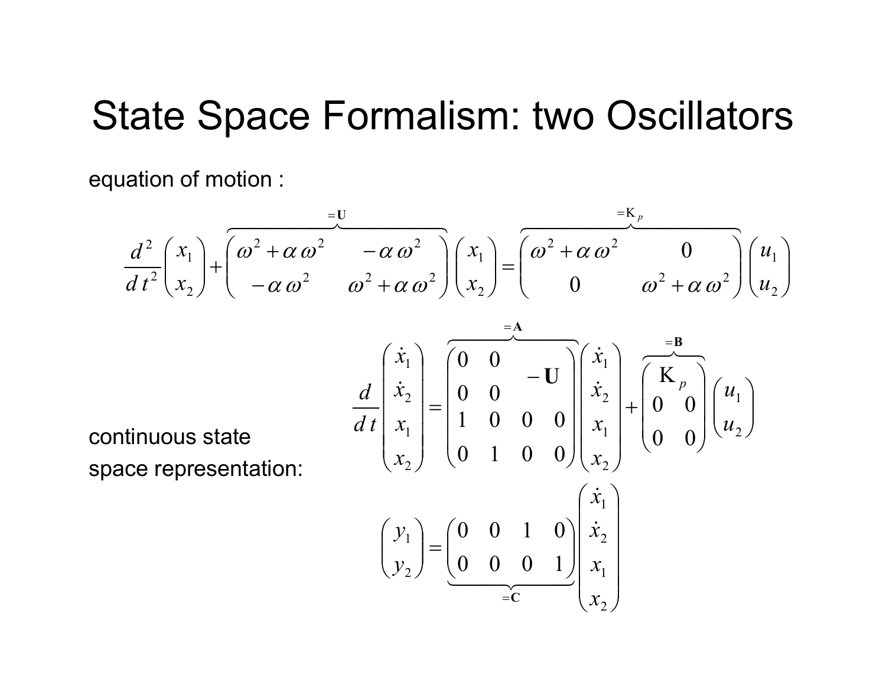# State Space Formalism: two Oscillators

equation of motion :

$$
\frac{d^2}{dt^2}\begin{pmatrix} x_1 \\ x_2 \end{pmatrix} + \overbrace{\begin{pmatrix} \omega^2 + \alpha\,\omega^2 & -\alpha\,\omega^2 \\ -\alpha\,\omega^2 & \omega^2 + \alpha\,\omega^2 \end{pmatrix}}^{=\mathbf{U}} \begin{pmatrix} x_1 \\ x_2 \end{pmatrix} = \overbrace{\begin{pmatrix} \omega^2 + \alpha\,\omega^2 & 0 \\ 0 & \omega^2 + \alpha\,\omega^2 \end{pmatrix}}^{=\mathrm{K}_p} \begin{pmatrix} u_1 \\ u_2 \end{pmatrix}
$$

continuous state space representation:

$$
\frac{d}{dt}\begin{pmatrix} \dot{x}_1 \\ \dot{x}_2 \\ x_1 \\ x_2 \end{pmatrix} = \overbrace{\begin{pmatrix} 0 & 0 & \multicolumn{2}{c}{\multirow{2}{*}{$-\mathbf{U}$}} \\ 0 & 0 & & \\ 1 & 0 & 0 & 0 \\ 0 & 1 & 0 & 0 \end{pmatrix}}^{=\mathbf{A}} \begin{pmatrix} \dot{x}_1 \\ \dot{x}_2 \\ x_1 \\ x_2 \end{pmatrix} + \overbrace{\begin{pmatrix} \multicolumn{2}{c}{\mathrm{K}_p} \\ 0 & 0 \\ 0 & 0 \end{pmatrix}}^{=\mathbf{B}} \begin{pmatrix} u_1 \\ u_2 \end{pmatrix}
$$

$$
\begin{pmatrix} y_1 \\ y_2 \end{pmatrix} = \underbrace{\begin{pmatrix} 0 & 0 & 1 & 0 \\ 0 & 0 & 0 & 1 \end{pmatrix}}_{=\mathbf{C}} \begin{pmatrix} \dot{x}_1 \\ \dot{x}_2 \\ x_1 \\ x_2 \end{pmatrix}
$$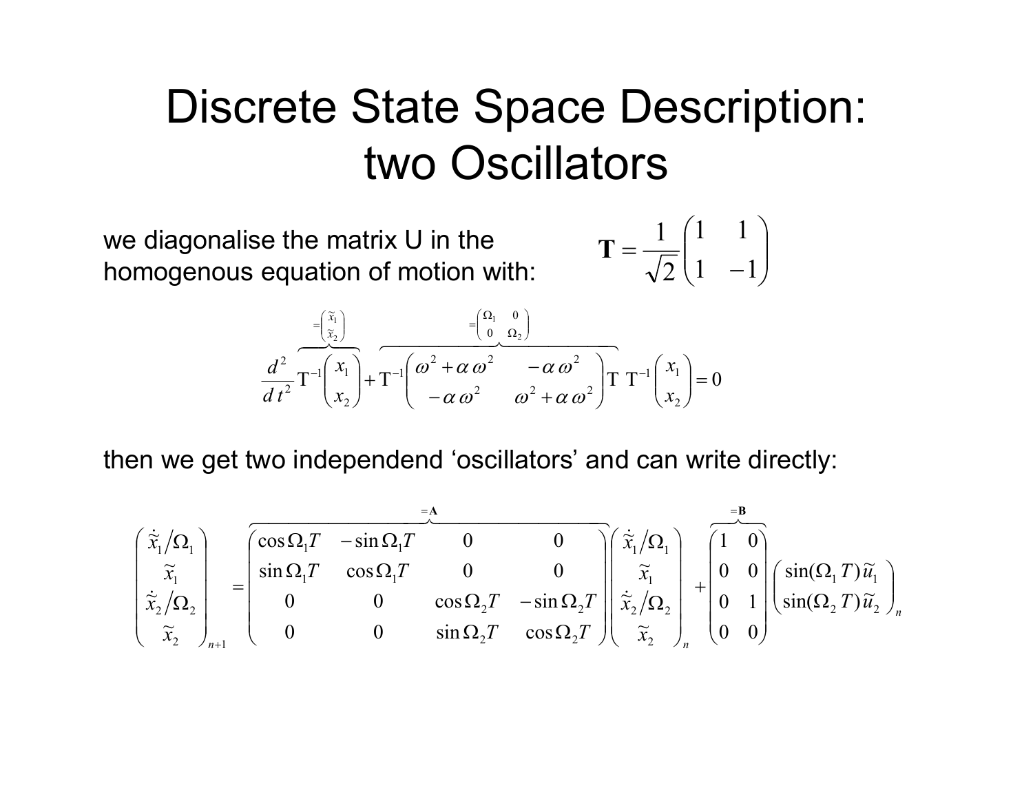# Discrete State Space Description: two Oscillators

we diagonalise the matrix U in the homogenous equation of motion with:

$$\mathbf{T} = \frac{1}{\sqrt{2}} \begin{pmatrix} 1 & 1 \\ 1 & -1 \end{pmatrix}$$

$$\frac{d^2}{dt^2} \overbrace{\mathrm{T}^{-1} \begin{pmatrix} x_1 \\ x_2 \end{pmatrix}}^{= \begin{pmatrix} \tilde{x}_1 \\ \tilde{x}_2 \end{pmatrix}} + \overbrace{\mathrm{T}^{-1} \begin{pmatrix} \omega^2 + \alpha\,\omega^2 & -\alpha\,\omega^2 \\ -\alpha\,\omega^2 & \omega^2 + \alpha\,\omega^2 \end{pmatrix} \mathrm{T}}^{= \begin{pmatrix} \Omega_1 & 0 \\ 0 & \Omega_2 \end{pmatrix}} \; \mathrm{T}^{-1} \begin{pmatrix} x_1 \\ x_2 \end{pmatrix} = 0$$

then we get two independend 'oscillators' and can write directly:

$$\begin{pmatrix} \dot{\tilde{x}}_1 / \Omega_1 \\ \tilde{x}_1 \\ \dot{\tilde{x}}_2 / \Omega_2 \\ \tilde{x}_2 \end{pmatrix}_{n+1} = \overbrace{\begin{pmatrix} \cos\Omega_1 T & -\sin\Omega_1 T & 0 & 0 \\ \sin\Omega_1 T & \cos\Omega_1 T & 0 & 0 \\ 0 & 0 & \cos\Omega_2 T & -\sin\Omega_2 T \\ 0 & 0 & \sin\Omega_2 T & \cos\Omega_2 T \end{pmatrix}}^{=\mathbf{A}} \begin{pmatrix} \dot{\tilde{x}}_1 / \Omega_1 \\ \tilde{x}_1 \\ \dot{\tilde{x}}_2 / \Omega_2 \\ \tilde{x}_2 \end{pmatrix}_n + \overbrace{\begin{pmatrix} 1 & 0 \\ 0 & 0 \\ 0 & 1 \\ 0 & 0 \end{pmatrix}}^{=\mathbf{B}} \begin{pmatrix} \sin(\Omega_1 T)\,\tilde{u}_1 \\ \sin(\Omega_2 T)\,\tilde{u}_2 \end{pmatrix}_n$$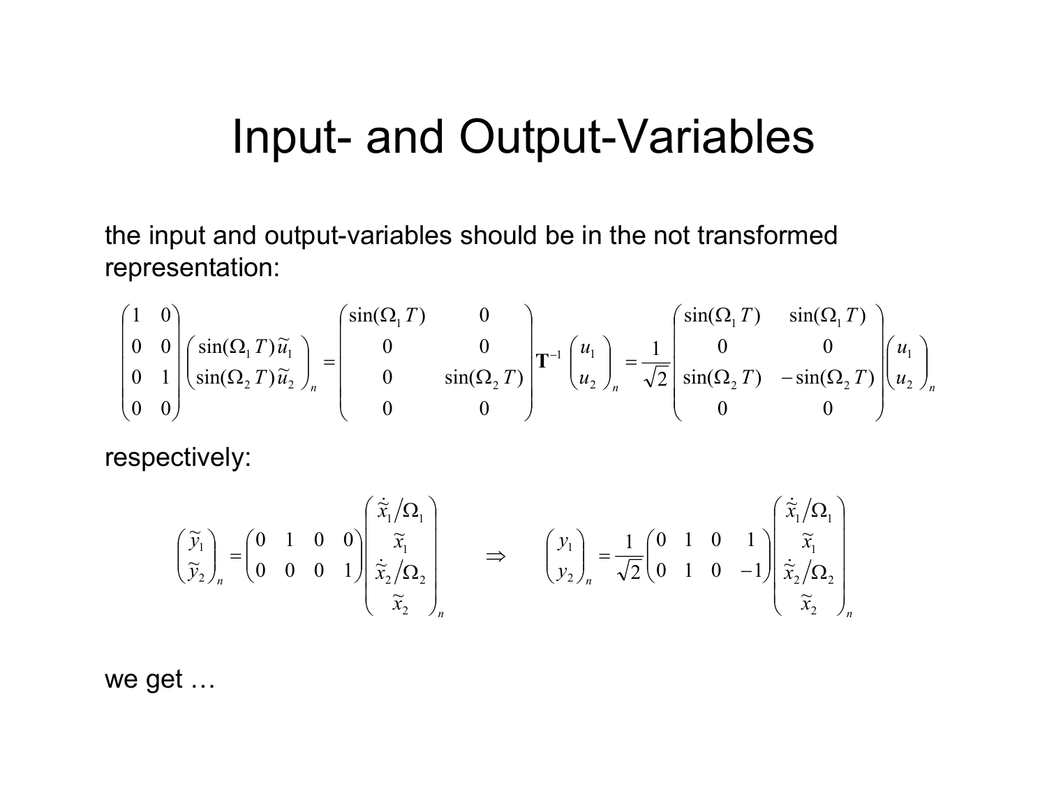# Input- and Output-Variables

the input and output-variables should be in the not transformed representation:

$$
\begin{pmatrix} 1 & 0 \\ 0 & 0 \\ 0 & 1 \\ 0 & 0 \end{pmatrix} \begin{pmatrix} \sin(\Omega_1 T)\tilde{u}_1 \\ \sin(\Omega_2 T)\tilde{u}_2 \end{pmatrix}_n = \begin{pmatrix} \sin(\Omega_1 T) & 0 \\ 0 & 0 \\ 0 & \sin(\Omega_2 T) \\ 0 & 0 \end{pmatrix} \mathbf{T}^{-1} \begin{pmatrix} u_1 \\ u_2 \end{pmatrix}_n = \frac{1}{\sqrt{2}} \begin{pmatrix} \sin(\Omega_1 T) & \sin(\Omega_1 T) \\ 0 & 0 \\ \sin(\Omega_2 T) & -\sin(\Omega_2 T) \\ 0 & 0 \end{pmatrix} \begin{pmatrix} u_1 \\ u_2 \end{pmatrix}_n
$$

respectively:

$$
\begin{pmatrix} \tilde{y}_1 \\ \tilde{y}_2 \end{pmatrix}_n = \begin{pmatrix} 0 & 1 & 0 & 0 \\ 0 & 0 & 0 & 1 \end{pmatrix} \begin{pmatrix} \dot{\tilde{x}}_1 / \Omega_1 \\ \tilde{x}_1 \\ \dot{\tilde{x}}_2 / \Omega_2 \\ \tilde{x}_2 \end{pmatrix}_n \quad \Rightarrow \quad \begin{pmatrix} y_1 \\ y_2 \end{pmatrix}_n = \frac{1}{\sqrt{2}} \begin{pmatrix} 0 & 1 & 0 & 1 \\ 0 & 1 & 0 & -1 \end{pmatrix} \begin{pmatrix} \dot{\tilde{x}}_1 / \Omega_1 \\ \tilde{x}_1 \\ \dot{\tilde{x}}_2 / \Omega_2 \\ \tilde{x}_2 \end{pmatrix}_n
$$

we get …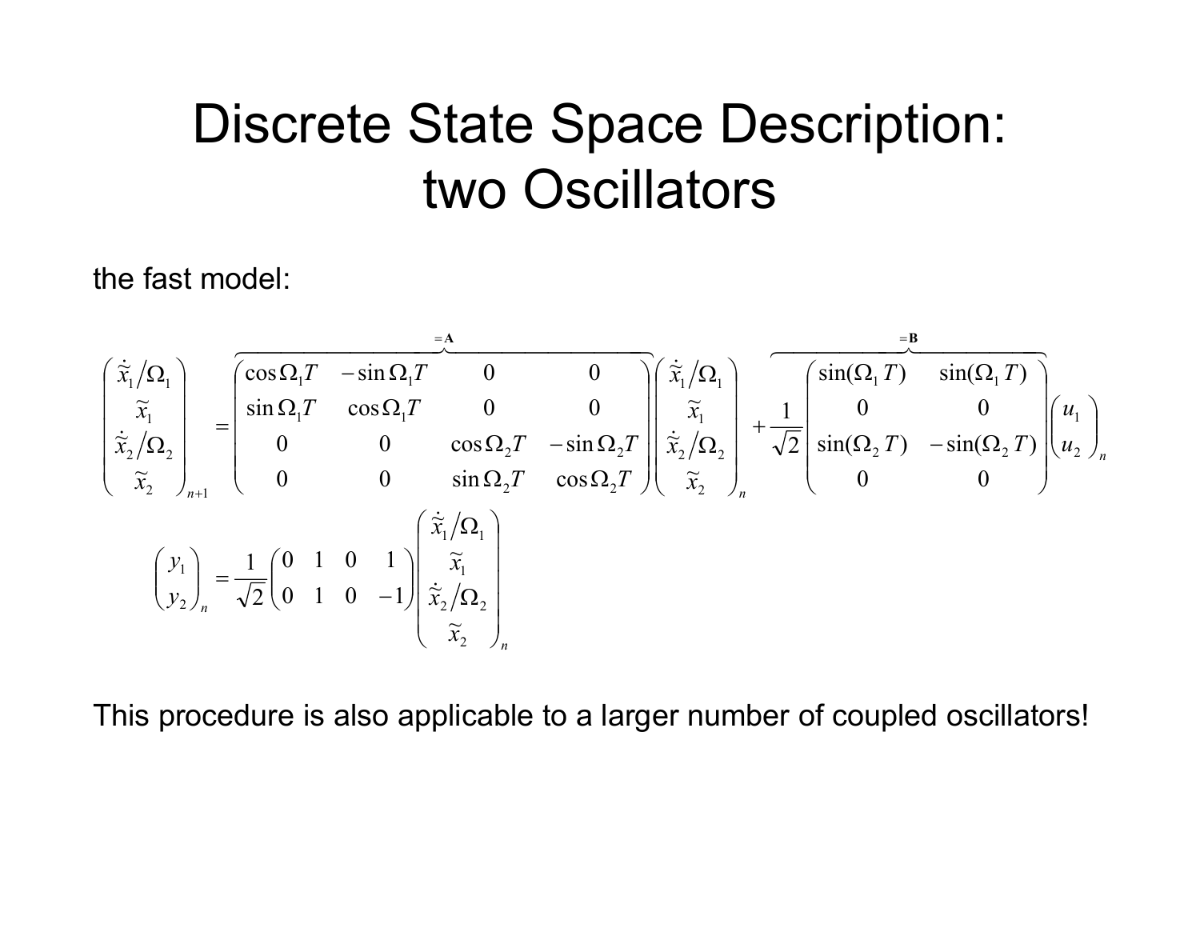# Discrete State Space Description: two Oscillators

the fast model:

$$
\begin{pmatrix} \dot{\tilde{x}}_1/\Omega_1 \\ \tilde{x}_1 \\ \dot{\tilde{x}}_2/\Omega_2 \\ \tilde{x}_2 \end{pmatrix}_{n+1} = \overbrace{\begin{pmatrix} \cos\Omega_1 T & -\sin\Omega_1 T & 0 & 0 \\ \sin\Omega_1 T & \cos\Omega_1 T & 0 & 0 \\ 0 & 0 & \cos\Omega_2 T & -\sin\Omega_2 T \\ 0 & 0 & \sin\Omega_2 T & \cos\Omega_2 T \end{pmatrix}}^{=\mathbf{A}} \begin{pmatrix} \dot{\tilde{x}}_1/\Omega_1 \\ \tilde{x}_1 \\ \dot{\tilde{x}}_2/\Omega_2 \\ \tilde{x}_2 \end{pmatrix}_n + \overbrace{\frac{1}{\sqrt{2}} \begin{pmatrix} \sin(\Omega_1 T) & \sin(\Omega_1 T) \\ 0 & 0 \\ \sin(\Omega_2 T) & -\sin(\Omega_2 T) \\ 0 & 0 \end{pmatrix}}^{=\mathbf{B}} \begin{pmatrix} u_1 \\ u_2 \end{pmatrix}_n
$$

$$
\begin{pmatrix} y_1 \\ y_2 \end{pmatrix}_n = \frac{1}{\sqrt{2}} \begin{pmatrix} 0 & 1 & 0 & 1 \\ 0 & 1 & 0 & -1 \end{pmatrix} \begin{pmatrix} \dot{\tilde{x}}_1/\Omega_1 \\ \tilde{x}_1 \\ \dot{\tilde{x}}_2/\Omega_2 \\ \tilde{x}_2 \end{pmatrix}_n
$$

This procedure is also applicable to a larger number of coupled oscillators!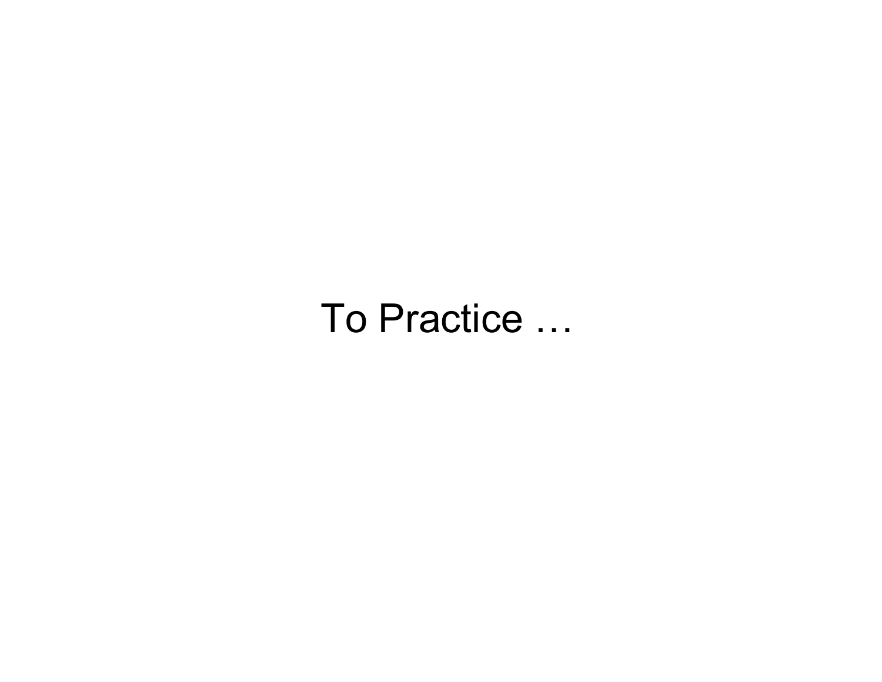# To Practice …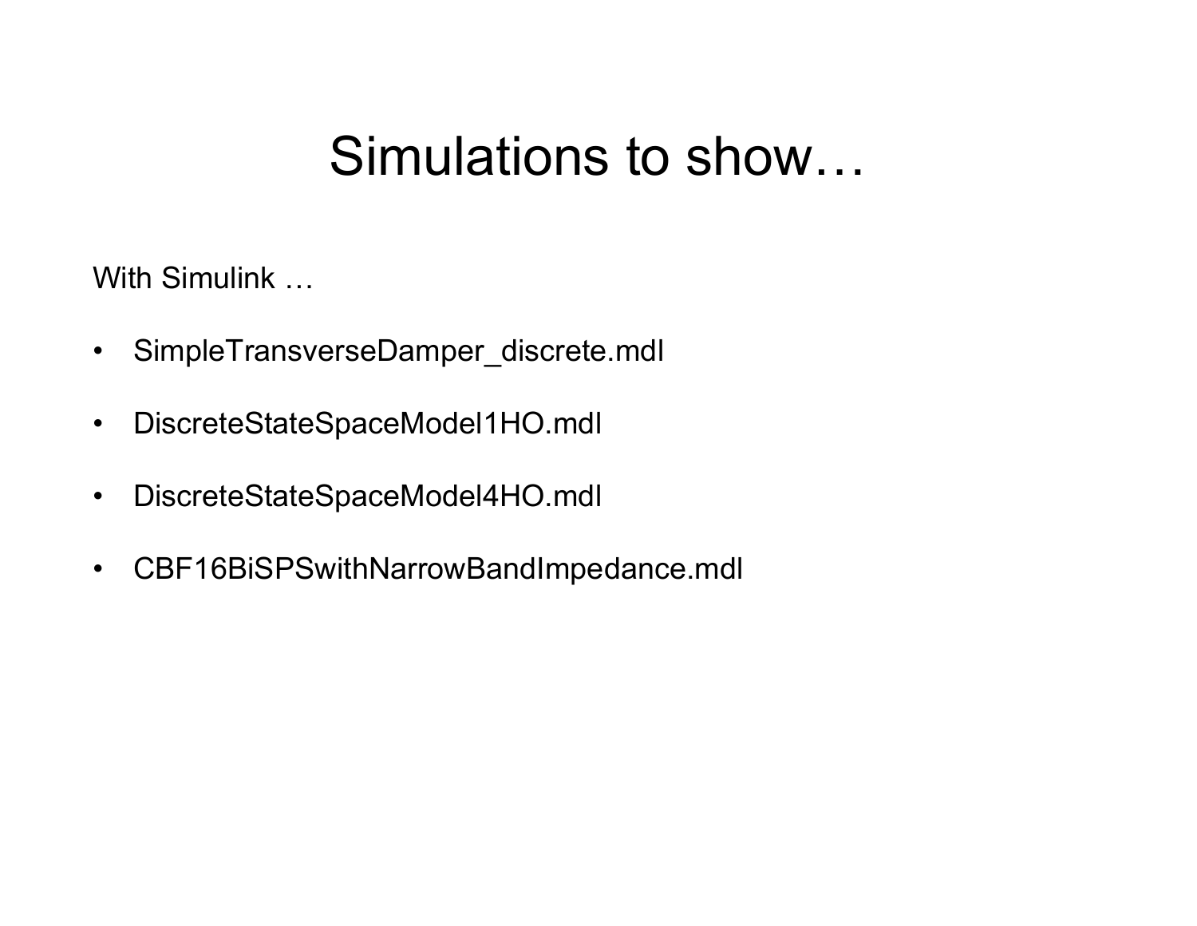# Simulations to show…

With Simulink …

- SimpleTransverseDamper_discrete.mdl
- DiscreteStateSpaceModel1HO.mdl
- DiscreteStateSpaceModel4HO.mdl
- CBF16BiSPSwithNarrowBandImpedance.mdl